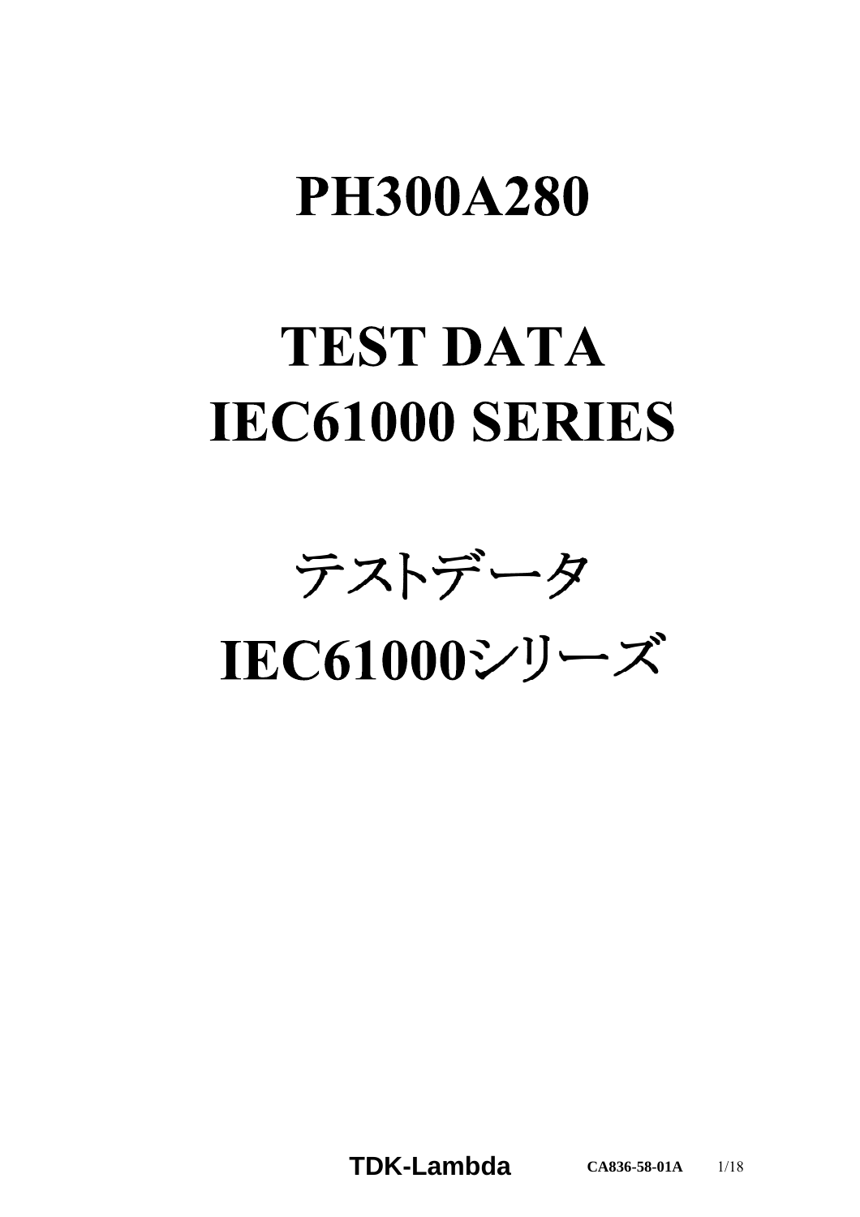# PH300A280

# TEST DATA
# IEC61000 SERIES

# テストデータ
# IEC61000シリーズ

**TDK-Lambda** **CA836-58-01A**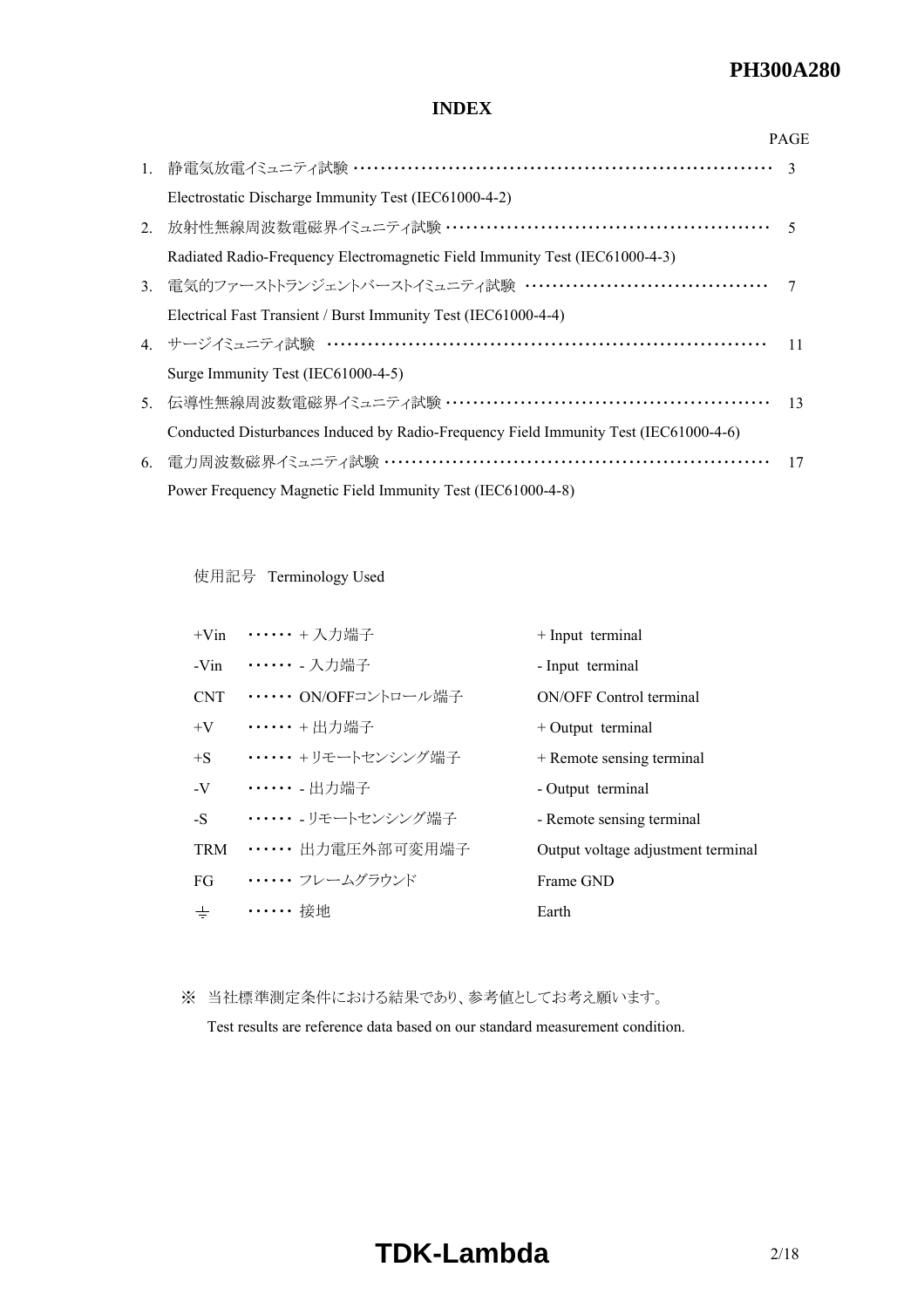# INDEX

| | | PAGE |
|---|---|---|
| 1. | 静電気放電イミュニティ試験 ……………………………………………………… | 3 |
| | Electrostatic Discharge Immunity Test (IEC61000-4-2) | |
| 2. | 放射性無線周波数電磁界イミュニティ試験 ………………………………………… | 5 |
| | Radiated Radio-Frequency Electromagnetic Field Immunity Test (IEC61000-4-3) | |
| 3. | 電気的ファーストトランジェントバーストイミュニティ試験 …………………………… | 7 |
| | Electrical Fast Transient / Burst Immunity Test (IEC61000-4-4) | |
| 4. | サージイミュニティ試験 ………………………………………………………… | 11 |
| | Surge Immunity Test (IEC61000-4-5) | |
| 5. | 伝導性無線周波数電磁界イミュニティ試験 ………………………………………… | 13 |
| | Conducted Disturbances Induced by Radio-Frequency Field Immunity Test (IEC61000-4-6) | |
| 6. | 電力周波数磁界イミュニティ試験 ………………………………………………… | 17 |
| | Power Frequency Magnetic Field Immunity Test (IEC61000-4-8) | |

使用記号 Terminology Used

| | | |
|---|---|---|
| +Vin | …… + 入力端子 | + Input terminal |
| -Vin | …… - 入力端子 | - Input terminal |
| CNT | …… ON/OFFコントロール端子 | ON/OFF Control terminal |
| +V | …… + 出力端子 | + Output terminal |
| +S | …… +リモートセンシング端子 | + Remote sensing terminal |
| -V | …… - 出力端子 | - Output terminal |
| -S | …… -リモートセンシング端子 | - Remote sensing terminal |
| TRM | …… 出力電圧外部可変用端子 | Output voltage adjustment terminal |
| FG | …… フレームグラウンド | Frame GND |
| ⏚ | …… 接地 | Earth |

※ 当社標準測定条件における結果であり、参考値としてお考え願います。
Test results are reference data based on our standard measurement condition.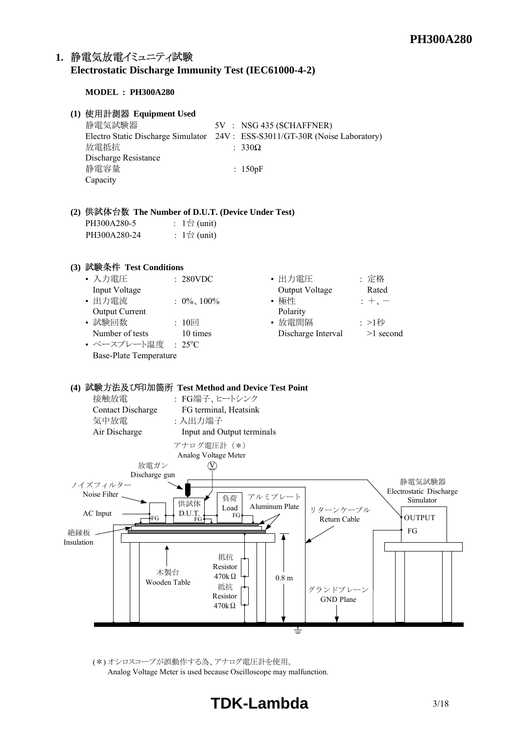## 1. 静電気放電イミュニティ試験
## Electrostatic Discharge Immunity Test (IEC61000-4-2)

**MODEL : PH300A280**

**(1) 使用計測器 Equipment Used**

| | |
|---|---|
| 静電気試験器<br>Electro Static Discharge Simulator | 5V : NSG 435 (SCHAFFNER)<br>24V : ESS-S3011/GT-30R (Noise Laboratory) |
| 放電抵抗<br>Discharge Resistance | : 330Ω |
| 静電容量<br>Capacity | : 150pF |

**(2) 供試体台数 The Number of D.U.T. (Device Under Test)**

PH300A280-5 : 1台 (unit)
PH300A280-24 : 1台 (unit)

**(3) 試験条件 Test Conditions**

- 入力電圧 Input Voltage : 280VDC
- 出力電流 Output Current : 0%、100%
- 試験回数 Number of tests : 10回 10 times
- ベースプレート温度 Base-Plate Temperature : 25°C
- 出力電圧 Output Voltage : 定格 Rated
- 極性 Polarity : ＋、－
- 放電間隔 Discharge Interval : >1秒 >1 second

**(4) 試験方法及び印加箇所 Test Method and Device Test Point**

| | |
|---|---|
| 接触放電<br>Contact Discharge | : FG端子、ヒートシンク<br>FG terminal, Heatsink |
| 気中放電<br>Air Discharge | : 入出力端子<br>Input and Output terminals |

アナログ電圧計（＊） Analog Voltage Meter
放電ガン Discharge gun
ノイズフィルター Noise Filter
AC Input
供試体 D.U.T.
負荷 Load
FG
アルミプレート Aluminum Plate
リターンケーブル Return Cable
静電気試験器 Electrostatic Discharge Simulator
OUTPUT
FG
絶縁板 Insulation
木製台 Wooden Table
抵抗 Resistor 470kΩ
抵抗 Resistor 470kΩ
0.8 m
グランドプレーン GND Plane

(＊) オシロスコープが誤動作する為、アナログ電圧計を使用。
Analog Voltage Meter is used because Oscilloscope may malfunction.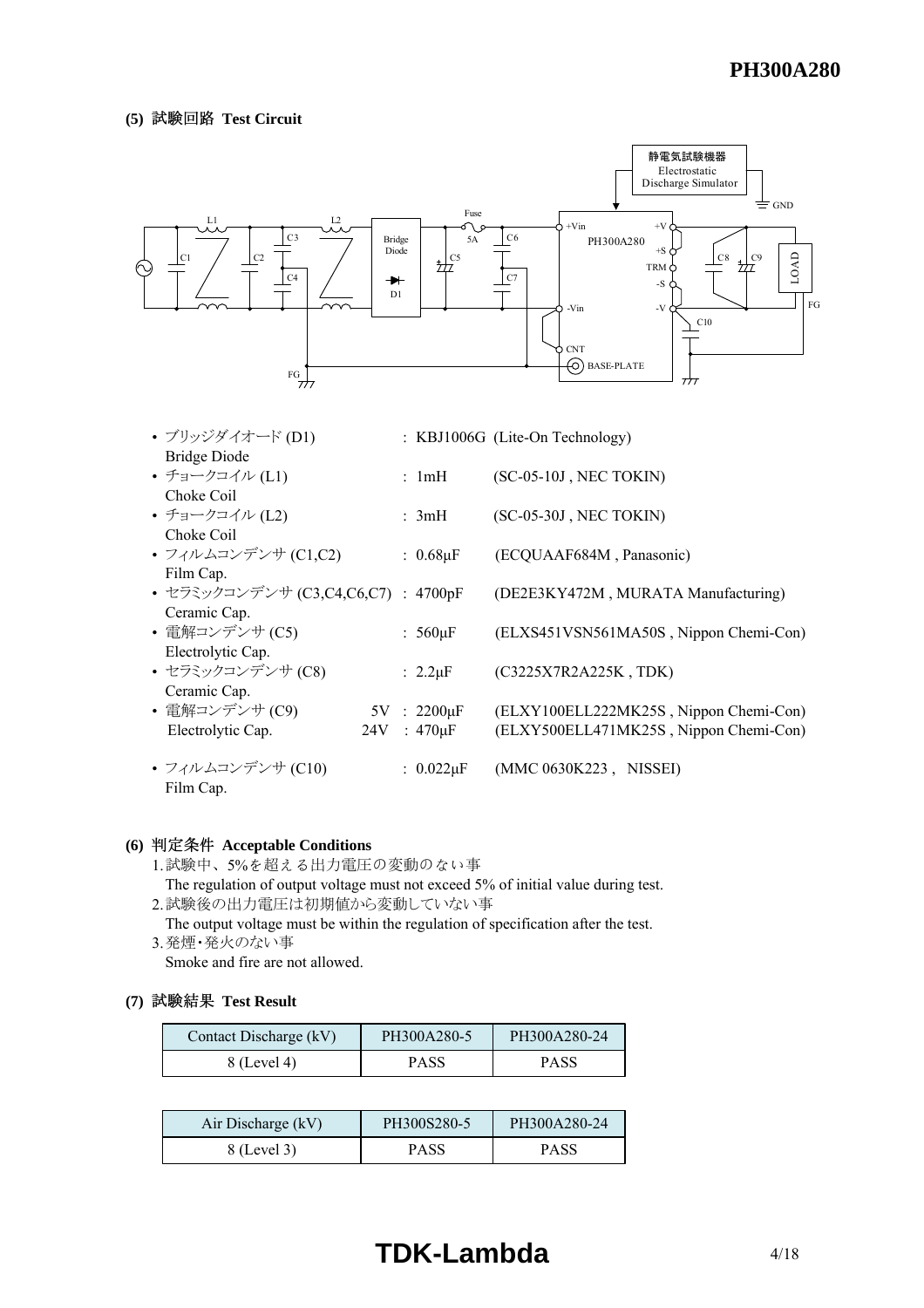**(5) 試験回路 Test Circuit**

- ブリッジダイオード (D1) : KBJ1006G (Lite-On Technology)
  Bridge Diode
- チョークコイル (L1) : 1mH (SC-05-10J , NEC TOKIN)
  Choke Coil
- チョークコイル (L2) : 3mH (SC-05-30J , NEC TOKIN)
  Choke Coil
- フィルムコンデンサ (C1,C2) : 0.68μF (ECQUAAF684M , Panasonic)
  Film Cap.
- セラミックコンデンサ (C3,C4,C6,C7) : 4700pF (DE2E3KY472M , MURATA Manufacturing)
  Ceramic Cap.
- 電解コンデンサ (C5) : 560μF (ELXS451VSN561MA50S , Nippon Chemi-Con)
  Electrolytic Cap.
- セラミックコンデンサ (C8) : 2.2μF (C3225X7R2A225K , TDK)
  Ceramic Cap.
- 電解コンデンサ (C9) 5V : 2200μF (ELXY100ELL222MK25S , Nippon Chemi-Con)
  Electrolytic Cap. 24V : 470μF (ELXY500ELL471MK25S , Nippon Chemi-Con)
- フィルムコンデンサ (C10) : 0.022μF (MMC 0630K223 , NISSEI)
  Film Cap.

**(6) 判定条件 Acceptable Conditions**

1. 試験中、5%を超える出力電圧の変動のない事
   The regulation of output voltage must not exceed 5% of initial value during test.
2. 試験後の出力電圧は初期値から変動していない事
   The output voltage must be within the regulation of specification after the test.
3. 発煙・発火のない事
   Smoke and fire are not allowed.

**(7) 試験結果 Test Result**

| Contact Discharge (kV) | PH300A280-5 | PH300A280-24 |
|---|---|---|
| 8 (Level 4) | PASS | PASS |

| Air Discharge (kV) | PH300S280-5 | PH300A280-24 |
|---|---|---|
| 8 (Level 3) | PASS | PASS |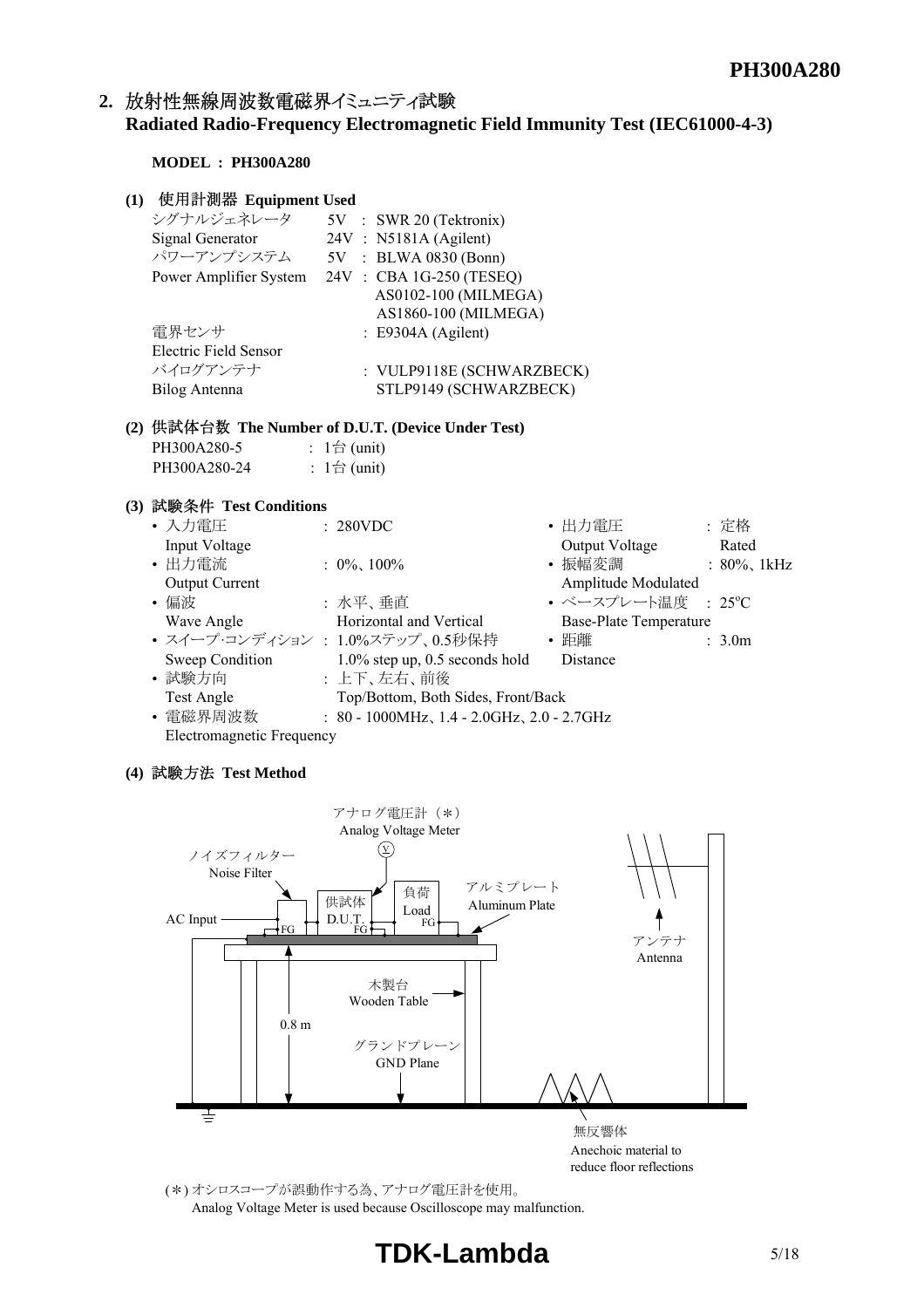## 2. 放射性無線周波数電磁界イミュニティ試験 Radiated Radio-Frequency Electromagnetic Field Immunity Test (IEC61000-4-3)

**MODEL : PH300A280**

**(1) 使用計測器 Equipment Used**

| | | |
|---|---|---|
| シグナルジェネレータ Signal Generator | 5V | : SWR 20 (Tektronix) |
| | 24V | : N5181A (Agilent) |
| パワーアンプシステム Power Amplifier System | 5V | : BLWA 0830 (Bonn) |
| | 24V | : CBA 1G-250 (TESEQ) |
| | | AS0102-100 (MILMEGA) |
| | | AS1860-100 (MILMEGA) |
| 電界センサ Electric Field Sensor | | : E9304A (Agilent) |
| バイログアンテナ Bilog Antenna | | : VULP9118E (SCHWARZBECK) |
| | | STLP9149 (SCHWARZBECK) |

**(2) 供試体台数 The Number of D.U.T. (Device Under Test)**

PH300A280-5 : 1台 (unit)
PH300A280-24 : 1台 (unit)

**(3) 試験条件 Test Conditions**

- 入力電圧 Input Voltage : 280VDC
- 出力電圧 Output Voltage : 定格 Rated
- 出力電流 Output Current : 0%、100%
- 振幅変調 Amplitude Modulated : 80%、1kHz
- 偏波 Wave Angle : 水平、垂直 Horizontal and Vertical
- ベースプレート温度 Base-Plate Temperature : 25°C
- スイープ･コンディション Sweep Condition : 1.0%ステップ、0.5秒保持 1.0% step up, 0.5 seconds hold
- 距離 Distance : 3.0m
- 試験方向 Test Angle : 上下、左右、前後 Top/Bottom, Both Sides, Front/Back
- 電磁界周波数 Electromagnetic Frequency : 80 - 1000MHz、1.4 - 2.0GHz、2.0 - 2.7GHz

**(4) 試験方法 Test Method**

アナログ電圧計（＊） Analog Voltage Meter
ノイズフィルター Noise Filter
供試体 D.U.T.
負荷 Load
アルミプレート Aluminum Plate
AC Input
FG
アンテナ Antenna
木製台 Wooden Table
0.8 m
グランドプレーン GND Plane
無反響体 Anechoic material to reduce floor reflections

(＊) オシロスコープが誤動作する為、アナログ電圧計を使用。
Analog Voltage Meter is used because Oscilloscope may malfunction.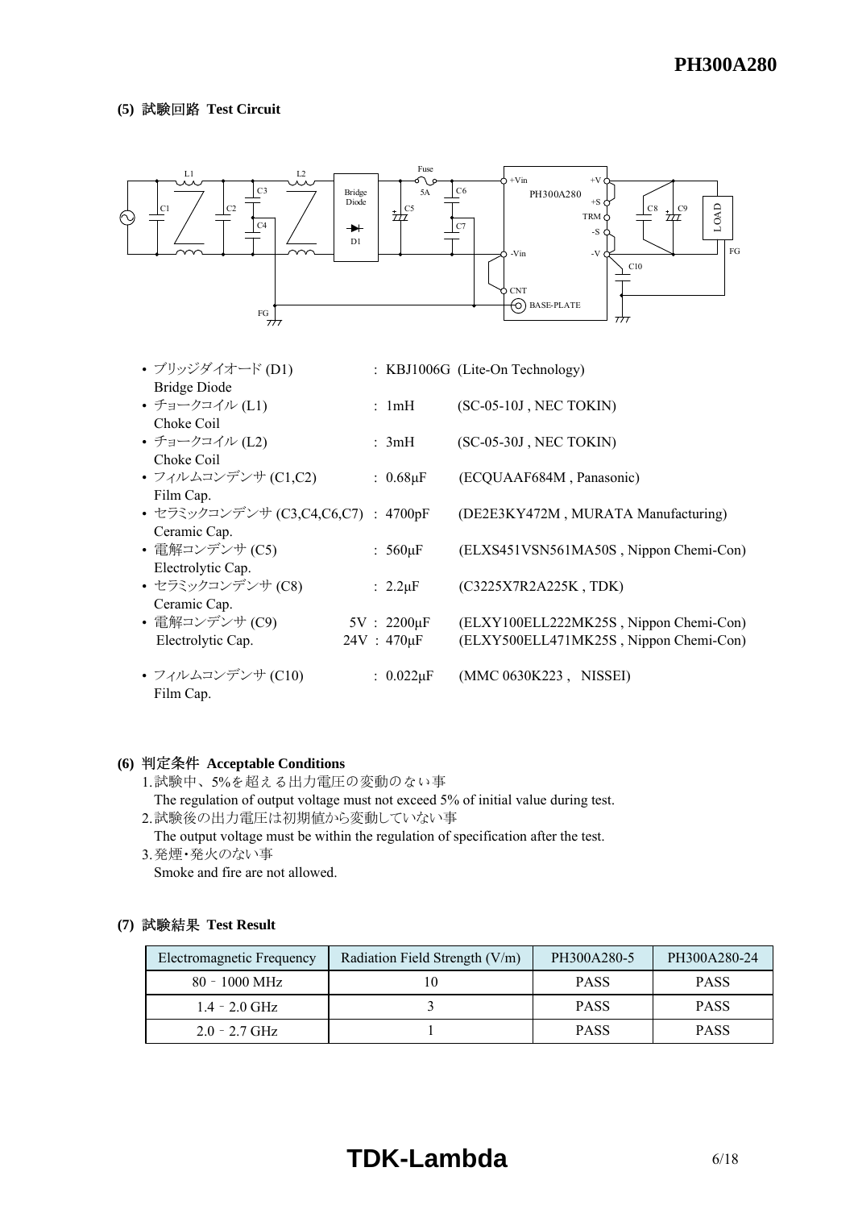### (5) 試験回路 Test Circuit

- ブリッジダイオード (D1) : KBJ1006G (Lite-On Technology)
  Bridge Diode
- チョークコイル (L1) : 1mH (SC-05-10J , NEC TOKIN)
  Choke Coil
- チョークコイル (L2) : 3mH (SC-05-30J , NEC TOKIN)
  Choke Coil
- フィルムコンデンサ (C1,C2) : 0.68μF (ECQUAAF684M , Panasonic)
  Film Cap.
- セラミックコンデンサ (C3,C4,C6,C7) : 4700pF (DE2E3KY472M , MURATA Manufacturing)
  Ceramic Cap.
- 電解コンデンサ (C5) : 560μF (ELXS451VSN561MA50S , Nippon Chemi-Con)
  Electrolytic Cap.
- セラミックコンデンサ (C8) : 2.2μF (C3225X7R2A225K , TDK)
  Ceramic Cap.
- 電解コンデンサ (C9) 5V : 2200μF (ELXY100ELL222MK25S , Nippon Chemi-Con)
  Electrolytic Cap. 24V : 470μF (ELXY500ELL471MK25S , Nippon Chemi-Con)
- フィルムコンデンサ (C10) : 0.022μF (MMC 0630K223 , NISSEI)
  Film Cap.

### (6) 判定条件 Acceptable Conditions

1. 試験中、5%を超える出力電圧の変動のない事
   The regulation of output voltage must not exceed 5% of initial value during test.
2. 試験後の出力電圧は初期値から変動していない事
   The output voltage must be within the regulation of specification after the test.
3. 発煙・発火のない事
   Smoke and fire are not allowed.

### (7) 試験結果 Test Result

| Electromagnetic Frequency | Radiation Field Strength (V/m) | PH300A280-5 | PH300A280-24 |
|---|---|---|---|
| 80 - 1000 MHz | 10 | PASS | PASS |
| 1.4 - 2.0 GHz | 3 | PASS | PASS |
| 2.0 - 2.7 GHz | 1 | PASS | PASS |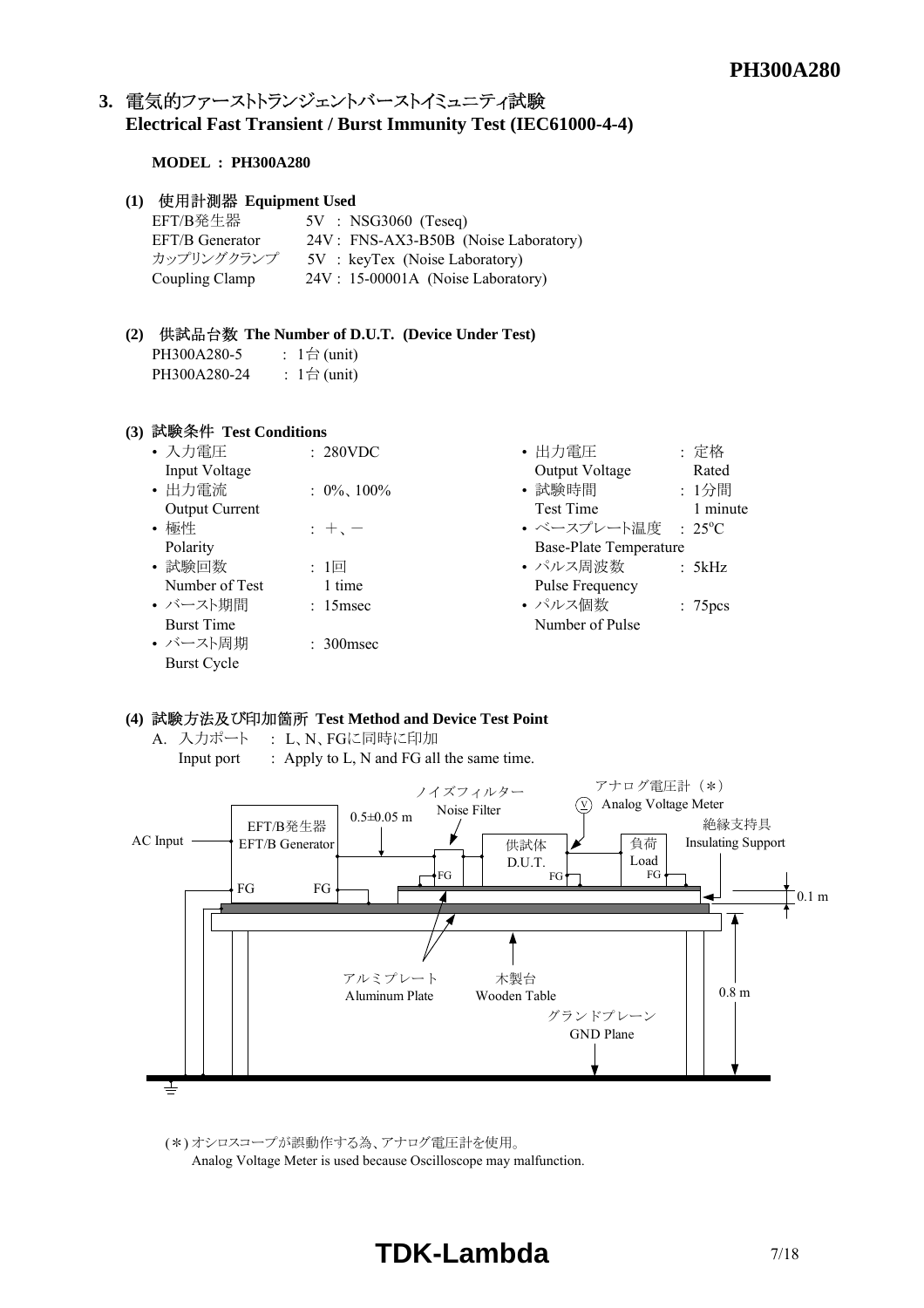## 3. 電気的ファーストトランジェントバーストイミュニティ試験 Electrical Fast Transient / Burst Immunity Test (IEC61000-4-4)

**MODEL : PH300A280**

**(1) 使用計測器 Equipment Used**

| | |
|---|---|
| EFT/B発生器 EFT/B Generator | 5V : NSG3060 (Teseq) 24V : FNS-AX3-B50B (Noise Laboratory) |
| カップリングクランプ Coupling Clamp | 5V : keyTex (Noise Laboratory) 24V : 15-00001A (Noise Laboratory) |

**(2) 供試品台数 The Number of D.U.T. (Device Under Test)**

PH300A280-5 : 1台 (unit)
PH300A280-24 : 1台 (unit)

**(3) 試験条件 Test Conditions**

- 入力電圧 Input Voltage : 280VDC
- 出力電流 Output Current : 0%、100%
- 極性 Polarity : +、−
- 試験回数 Number of Test : 1回 1 time
- バースト期間 Burst Time : 15msec
- バースト周期 Burst Cycle : 300msec
- 出力電圧 Output Voltage : 定格 Rated
- 試験時間 Test Time : 1分間 1 minute
- ベースプレート温度 Base-Plate Temperature : 25°C
- パルス周波数 Pulse Frequency : 5kHz
- パルス個数 Number of Pulse : 75pcs

**(4) 試験方法及び印加箇所 Test Method and Device Test Point**

A. 入力ポート : L、N、FGに同時に印加
Input port : Apply to L, N and FG all the same time.

AC Input, EFT/B発生器 EFT/B Generator, FG, FG, 0.5±0.05 m, ノイズフィルター Noise Filter, FG, 供試体 D.U.T., FG, アナログ電圧計（*） Analog Voltage Meter, 負荷 Load, FG, 絶縁支持具 Insulating Support, 0.1 m, アルミプレート Aluminum Plate, 木製台 Wooden Table, 0.8 m, グランドプレーン GND Plane

(*) オシロスコープが誤動作する為、アナログ電圧計を使用。
Analog Voltage Meter is used because Oscilloscope may malfunction.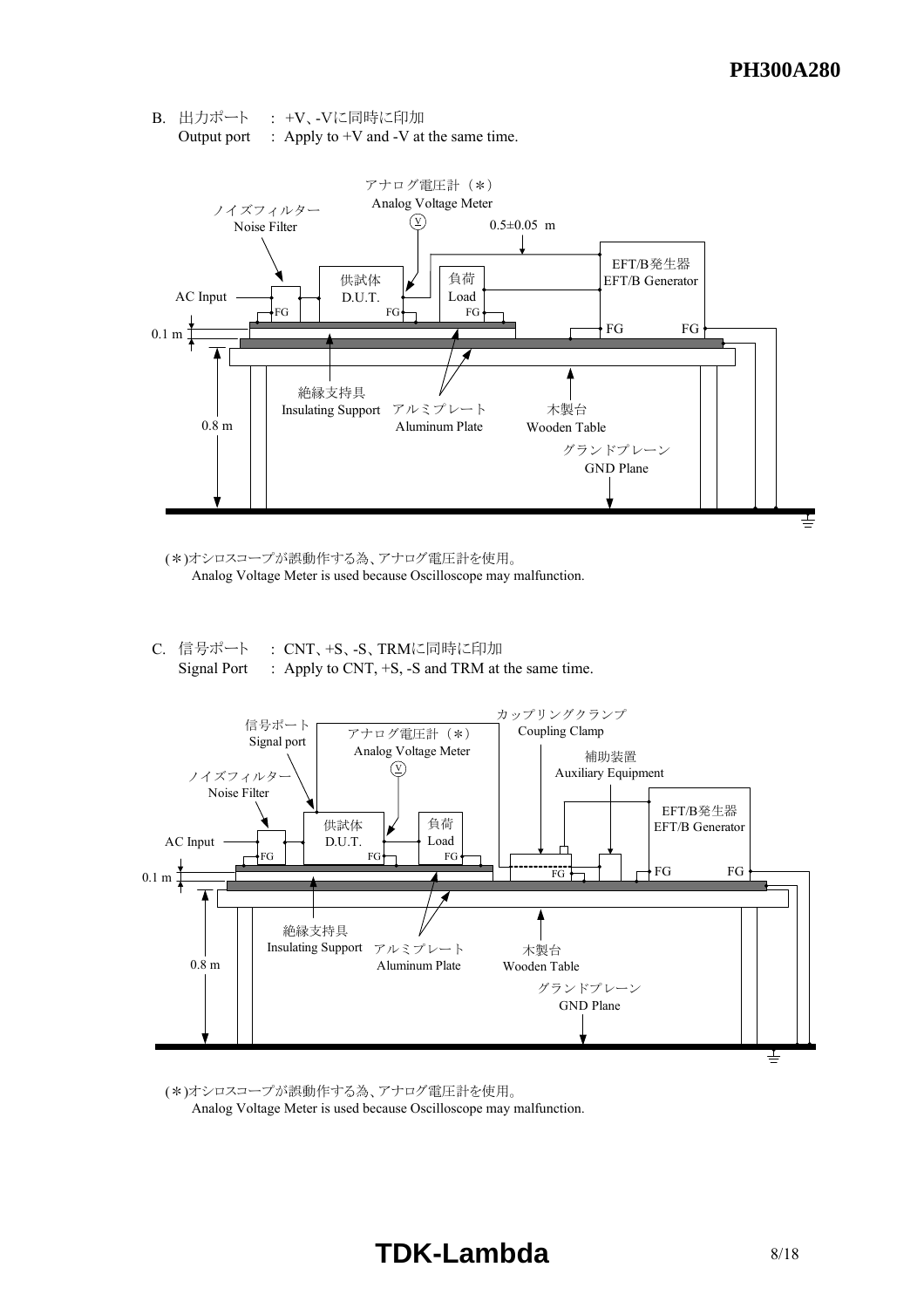B. 出力ポート　: +V、-Vに同時に印加
Output port　: Apply to +V and -V at the same time.

アナログ電圧計（＊）
Analog Voltage Meter

ノイズフィルター
Noise Filter

0.5±0.05 m

EFT/B発生器
EFT/B Generator

AC Input

供試体
D.U.T.

負荷
Load

FG

0.1 m

0.8 m

絶縁支持具
Insulating Support

アルミプレート
Aluminum Plate

木製台
Wooden Table

グランドプレーン
GND Plane

(＊)オシロスコープが誤動作する為、アナログ電圧計を使用。
Analog Voltage Meter is used because Oscilloscope may malfunction.

C. 信号ポート　: CNT、+S、-S、TRMに同時に印加
Signal Port　: Apply to CNT, +S, -S and TRM at the same time.

信号ポート
Signal port

アナログ電圧計（＊）
Analog Voltage Meter

カップリングクランプ
Coupling Clamp

補助装置
Auxiliary Equipment

ノイズフィルター
Noise Filter

EFT/B発生器
EFT/B Generator

AC Input

供試体
D.U.T.

負荷
Load

FG

0.1 m

0.8 m

絶縁支持具
Insulating Support

アルミプレート
Aluminum Plate

木製台
Wooden Table

グランドプレーン
GND Plane

(＊)オシロスコープが誤動作する為、アナログ電圧計を使用。
Analog Voltage Meter is used because Oscilloscope may malfunction.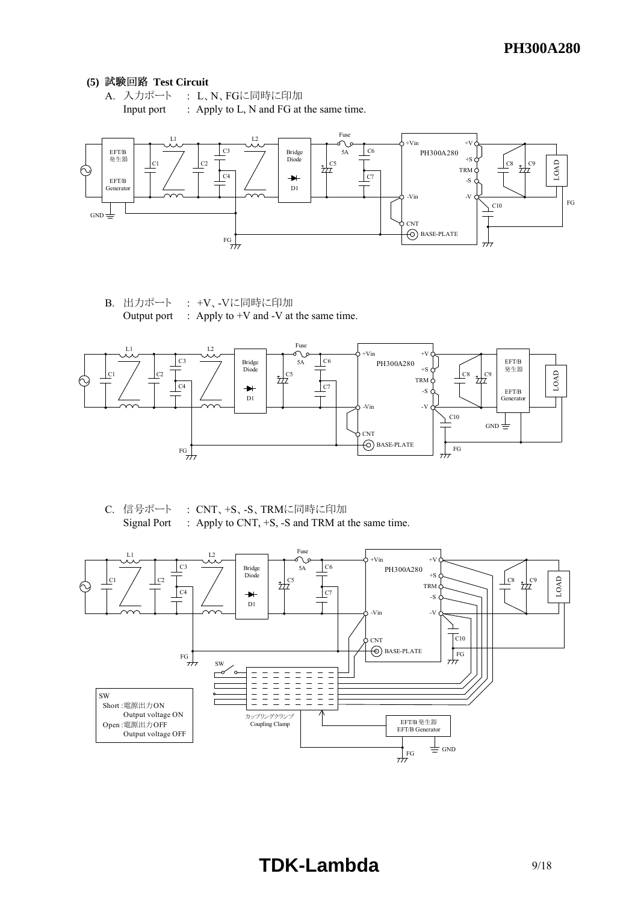**(5) 試験回路 Test Circuit**

A. 入力ポート　: L、N、FGに同時に印加
　Input port　: Apply to L, N and FG at the same time.

B. 出力ポート　: +V、-Vに同時に印加
　Output port　: Apply to +V and -V at the same time.

C. 信号ポート　: CNT、+S、-S、TRMに同時に印加
　Signal Port　: Apply to CNT, +S, -S and TRM at the same time.

SW
Short :電源出力ON
　Output voltage ON
Open :電源出力OFF
　Output voltage OFF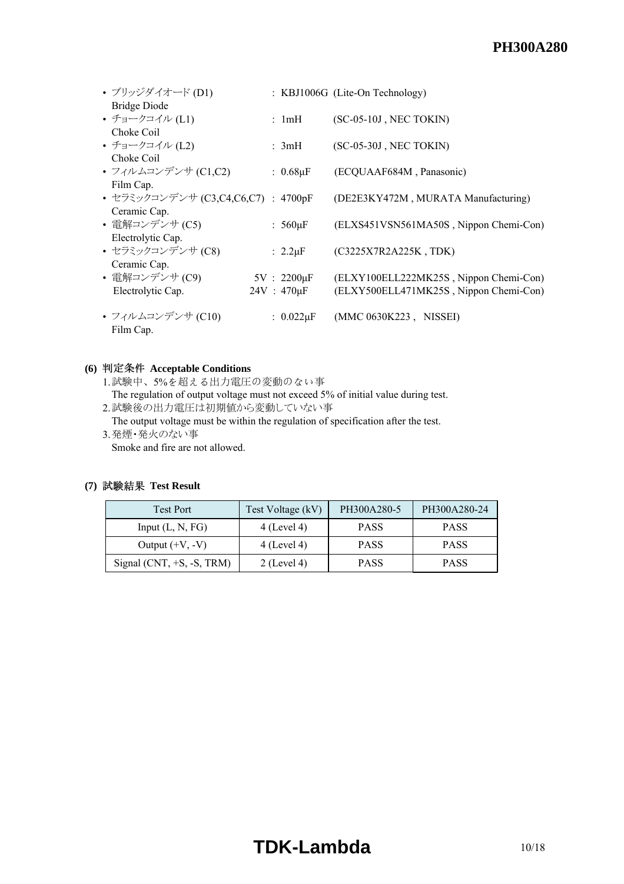- ブリッジダイオード (D1) : KBJ1006G (Lite-On Technology)
  Bridge Diode
- チョークコイル (L1) : 1mH (SC-05-10J , NEC TOKIN)
  Choke Coil
- チョークコイル (L2) : 3mH (SC-05-30J , NEC TOKIN)
  Choke Coil
- フィルムコンデンサ (C1,C2) : 0.68μF (ECQUAAF684M , Panasonic)
  Film Cap.
- セラミックコンデンサ (C3,C4,C6,C7) : 4700pF (DE2E3KY472M , MURATA Manufacturing)
  Ceramic Cap.
- 電解コンデンサ (C5) : 560μF (ELXS451VSN561MA50S , Nippon Chemi-Con)
  Electrolytic Cap.
- セラミックコンデンサ (C8) : 2.2μF (C3225X7R2A225K , TDK)
  Ceramic Cap.
- 電解コンデンサ (C9) 5V : 2200μF (ELXY100ELL222MK25S , Nippon Chemi-Con)
  Electrolytic Cap. 24V : 470μF (ELXY500ELL471MK25S , Nippon Chemi-Con)
- フィルムコンデンサ (C10) : 0.022μF (MMC 0630K223 , NISSEI)
  Film Cap.

**(6) 判定条件 Acceptable Conditions**

1. 試験中、5%を超える出力電圧の変動のない事
   The regulation of output voltage must not exceed 5% of initial value during test.
2. 試験後の出力電圧は初期値から変動していない事
   The output voltage must be within the regulation of specification after the test.
3. 発煙・発火のない事
   Smoke and fire are not allowed.

**(7) 試験結果 Test Result**

| Test Port | Test Voltage (kV) | PH300A280-5 | PH300A280-24 |
|---|---|---|---|
| Input (L, N, FG) | 4 (Level 4) | PASS | PASS |
| Output (+V, -V) | 4 (Level 4) | PASS | PASS |
| Signal (CNT, +S, -S, TRM) | 2 (Level 4) | PASS | PASS |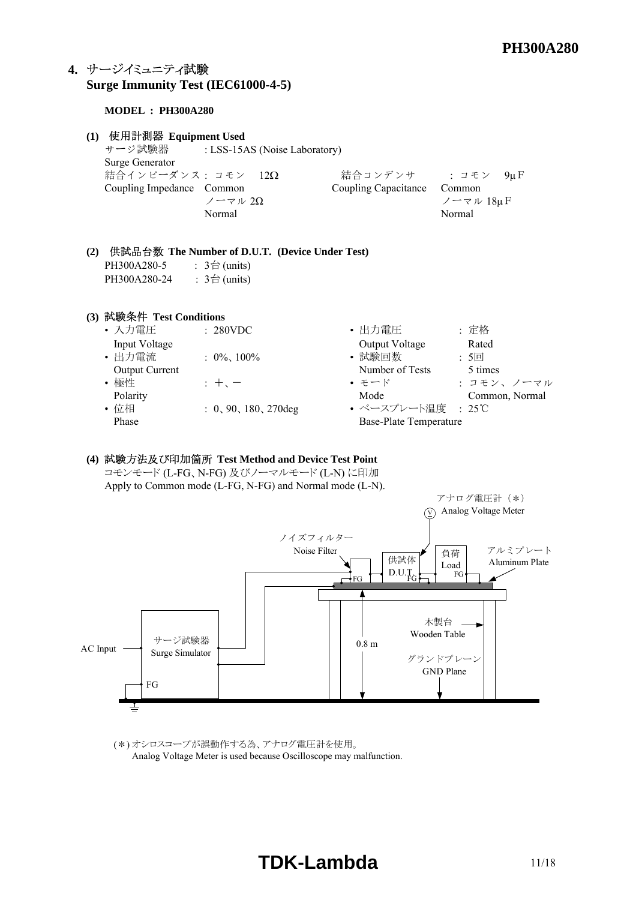## 4. サージイミュニティ試験 Surge Immunity Test (IEC61000-4-5)

**MODEL : PH300A280**

**(1) 使用計測器 Equipment Used**

サージ試験器 Surge Generator : LSS-15AS (Noise Laboratory)

結合インピーダンス Coupling Impedance : コモン Common 12Ω　ノーマル Normal 2Ω

結合コンデンサ Coupling Capacitance : コモン Common 9μF　ノーマル Normal 18μF

**(2) 供試品台数 The Number of D.U.T. (Device Under Test)**

PH300A280-5 : 3台 (units)
PH300A280-24 : 3台 (units)

**(3) 試験条件 Test Conditions**

- 入力電圧 Input Voltage : 280VDC
- 出力電流 Output Current : 0%、100%
- 極性 Polarity : ＋、－
- 位相 Phase : 0、90、180、270deg
- 出力電圧 Output Voltage : 定格 Rated
- 試験回数 Number of Tests : 5回 5 times
- モード Mode : コモン、ノーマル Common, Normal
- ベースプレート温度 Base-Plate Temperature : 25℃

**(4) 試験方法及び印加箇所 Test Method and Device Test Point**

コモンモード (L-FG、N-FG) 及びノーマルモード (L-N) に印加
Apply to Common mode (L-FG, N-FG) and Normal mode (L-N).

アナログ電圧計（*） Analog Voltage Meter
ノイズフィルター Noise Filter
供試体 D.U.T.
負荷 Load
アルミプレート Aluminum Plate
FG
木製台 Wooden Table
0.8 m
サージ試験器 Surge Simulator
AC Input
グランドプレーン GND Plane

(*) オシロスコープが誤動作する為、アナログ電圧計を使用。
Analog Voltage Meter is used because Oscilloscope may malfunction.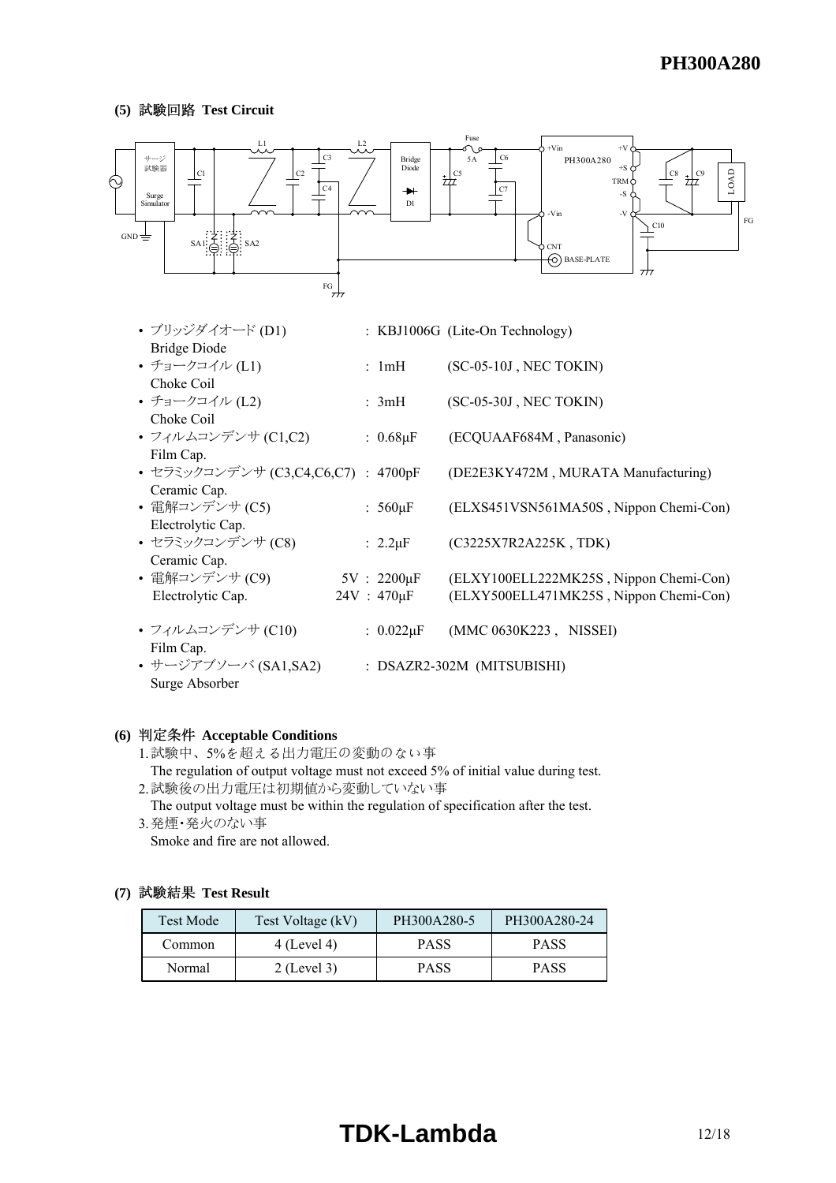**(5) 試験回路 Test Circuit**

- ブリッジダイオード (D1) Bridge Diode : KBJ1006G (Lite-On Technology)
- チョークコイル (L1) Choke Coil : 1mH (SC-05-10J , NEC TOKIN)
- チョークコイル (L2) Choke Coil : 3mH (SC-05-30J , NEC TOKIN)
- フィルムコンデンサ (C1,C2) Film Cap. : 0.68μF (ECQUAAF684M , Panasonic)
- セラミックコンデンサ (C3,C4,C6,C7) Ceramic Cap. : 4700pF (DE2E3KY472M , MURATA Manufacturing)
- 電解コンデンサ (C5) Electrolytic Cap. : 560μF (ELXS451VSN561MA50S , Nippon Chemi-Con)
- セラミックコンデンサ (C8) Ceramic Cap. : 2.2μF (C3225X7R2A225K , TDK)
- 電解コンデンサ (C9) Electrolytic Cap. 5V : 2200μF (ELXY100ELL222MK25S , Nippon Chemi-Con)
  24V : 470μF (ELXY500ELL471MK25S , Nippon Chemi-Con)
- フィルムコンデンサ (C10) Film Cap. : 0.022μF (MMC 0630K223 , NISSEI)
- サージアブソーバ (SA1,SA2) Surge Absorber : DSAZR2-302M (MITSUBISHI)

**(6) 判定条件 Acceptable Conditions**

1. 試験中、5%を超える出力電圧の変動のない事
   The regulation of output voltage must not exceed 5% of initial value during test.
2. 試験後の出力電圧は初期値から変動していない事
   The output voltage must be within the regulation of specification after the test.
3. 発煙・発火のない事
   Smoke and fire are not allowed.

**(7) 試験結果 Test Result**

| Test Mode | Test Voltage (kV) | PH300A280-5 | PH300A280-24 |
|---|---|---|---|
| Common | 4 (Level 4) | PASS | PASS |
| Normal | 2 (Level 3) | PASS | PASS |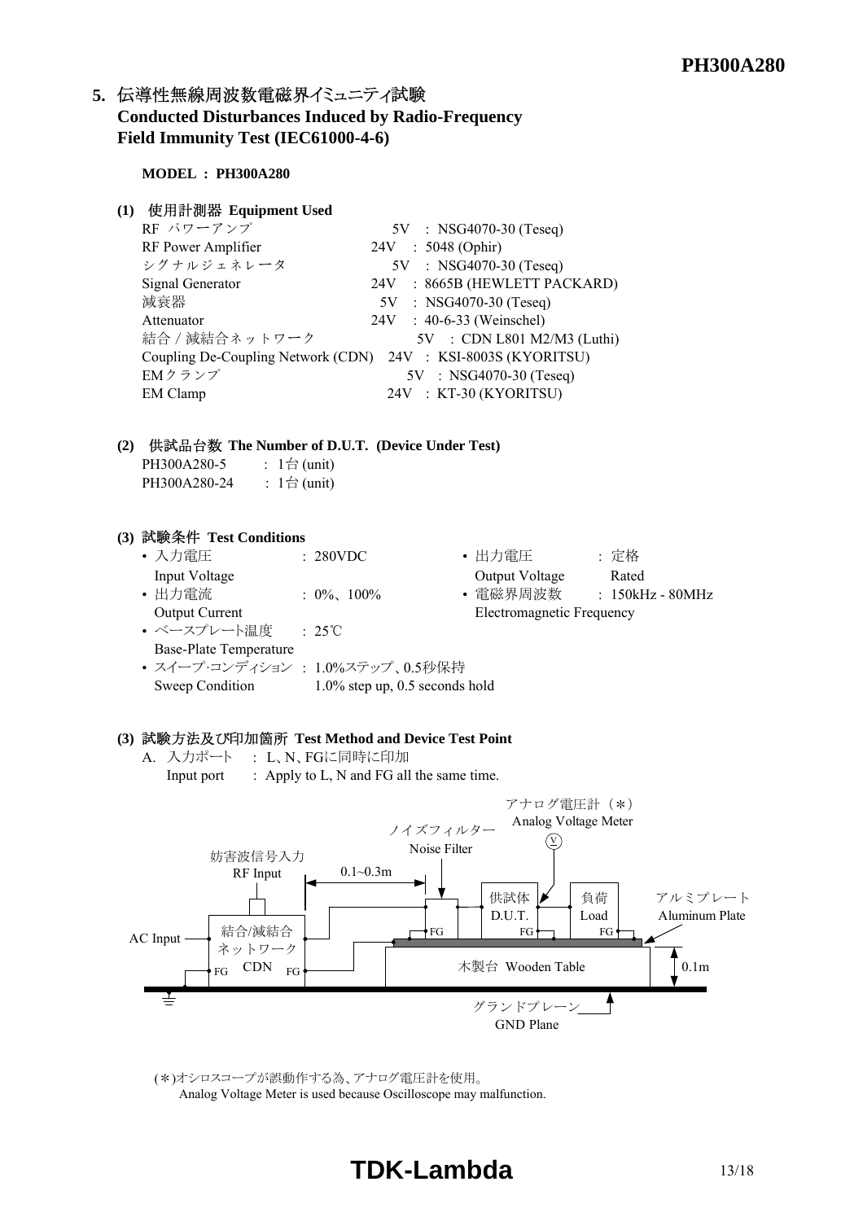## 5. 伝導性無線周波数電磁界イミュニティ試験 Conducted Disturbances Induced by Radio-Frequency Field Immunity Test (IEC61000-4-6)

**MODEL : PH300A280**

**(1) 使用計測器 Equipment Used**

| | | |
|---|---|---|
| RF パワーアンプ / RF Power Amplifier | 5V | : NSG4070-30 (Teseq) |
| | 24V | : 5048 (Ophir) |
| シグナルジェネレータ / Signal Generator | 5V | : NSG4070-30 (Teseq) |
| | 24V | : 8665B (HEWLETT PACKARD) |
| 減衰器 / Attenuator | 5V | : NSG4070-30 (Teseq) |
| | 24V | : 40-6-33 (Weinschel) |
| 結合 / 減結合ネットワーク / Coupling De-Coupling Network (CDN) | 5V | : CDN L801 M2/M3 (Luthi) |
| | 24V | : KSI-8003S (KYORITSU) |
| EMクランプ / EM Clamp | 5V | : NSG4070-30 (Teseq) |
| | 24V | : KT-30 (KYORITSU) |

**(2) 供試品台数 The Number of D.U.T. (Device Under Test)**

PH300A280-5 : 1台 (unit)
PH300A280-24 : 1台 (unit)

**(3) 試験条件 Test Conditions**

- 入力電圧 Input Voltage : 280VDC
- 出力電流 Output Current : 0%、100%
- ベースプレート温度 Base-Plate Temperature : 25℃
- スイープ·コンディション Sweep Condition : 1.0%ステップ、0.5秒保持 1.0% step up, 0.5 seconds hold
- 出力電圧 Output Voltage : 定格 Rated
- 電磁界周波数 Electromagnetic Frequency : 150kHz - 80MHz

**(3) 試験方法及び印加箇所 Test Method and Device Test Point**

A. 入力ポート : L、N、FGに同時に印加
Input port : Apply to L, N and FG all the same time.

(∗)オシロスコープが誤動作する為、アナログ電圧計を使用。
Analog Voltage Meter is used because Oscilloscope may malfunction.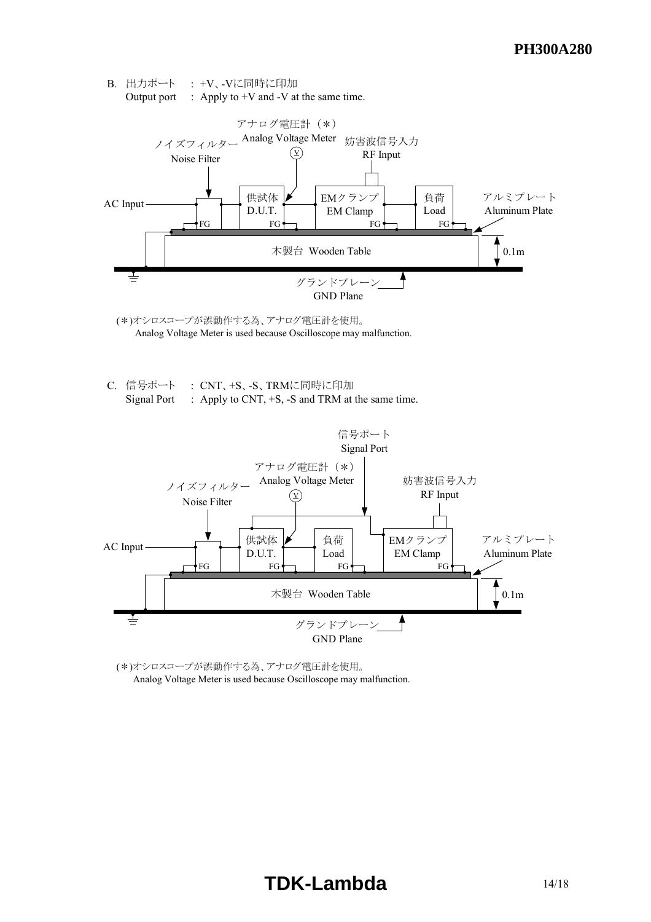B. 出力ポート　: +V、-Vに同時に印加
Output port　: Apply to +V and -V at the same time.

アナログ電圧計（＊）
Analog Voltage Meter
ノイズフィルター
Noise Filter
妨害波信号入力
RF Input
AC Input
供試体
D.U.T.
EMクランプ
EM Clamp
負荷
Load
アルミプレート
Aluminum Plate
FG
木製台　Wooden Table
0.1m
グランドプレーン
GND Plane

(＊)オシロスコープが誤動作する為、アナログ電圧計を使用。
Analog Voltage Meter is used because Oscilloscope may malfunction.

C. 信号ポート　: CNT、+S、-S、TRMに同時に印加
Signal Port　: Apply to CNT, +S, -S and TRM at the same time.

信号ポート
Signal Port
アナログ電圧計（＊）
Analog Voltage Meter
ノイズフィルター
Noise Filter
妨害波信号入力
RF Input
AC Input
供試体
D.U.T.
負荷
Load
EMクランプ
EM Clamp
アルミプレート
Aluminum Plate
FG
木製台　Wooden Table
0.1m
グランドプレーン
GND Plane

(＊)オシロスコープが誤動作する為、アナログ電圧計を使用。
Analog Voltage Meter is used because Oscilloscope may malfunction.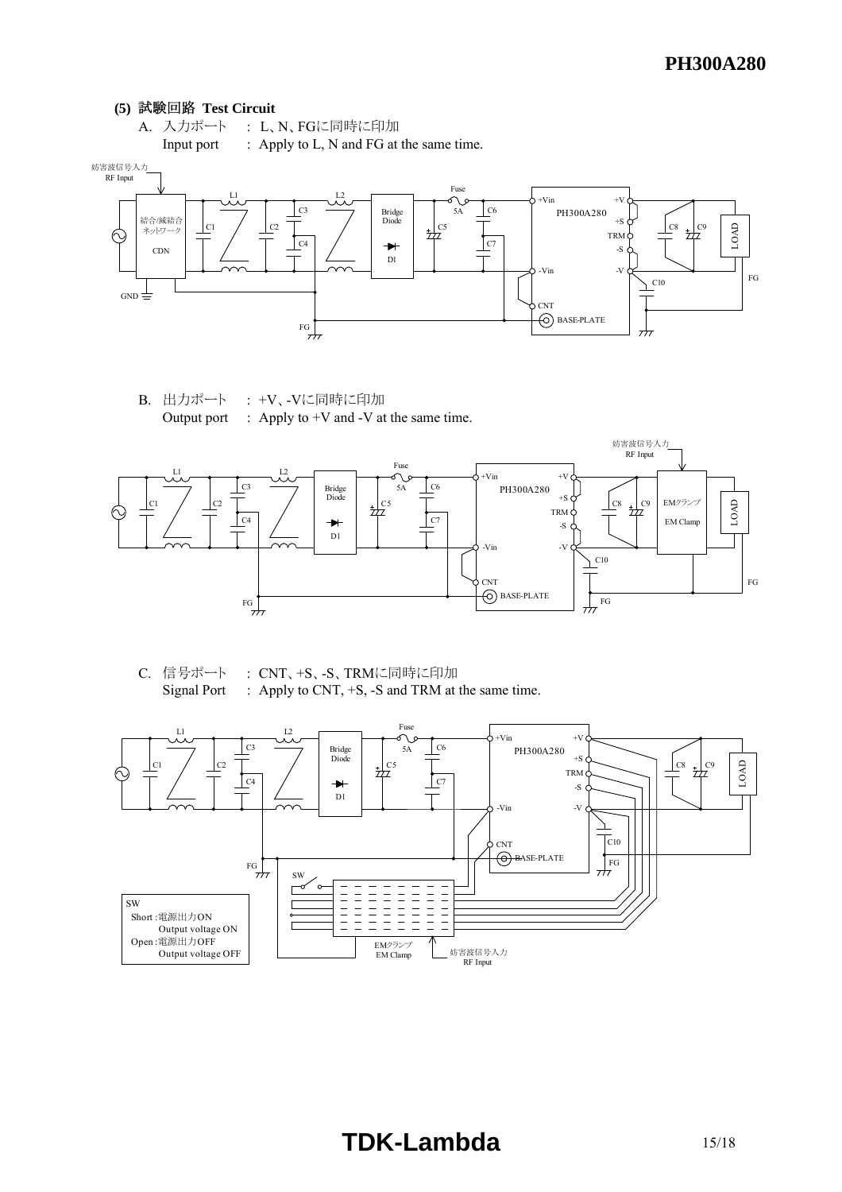### (5) 試験回路 Test Circuit

A. 入力ポート　: L、N、FGに同時に印加
　Input port　: Apply to L, N and FG at the same time.

B. 出力ポート　: +V、-Vに同時に印加
　Output port　: Apply to +V and -V at the same time.

C. 信号ポート　: CNT、+S、-S、TRMに同時に印加
　Signal Port　: Apply to CNT, +S, -S and TRM at the same time.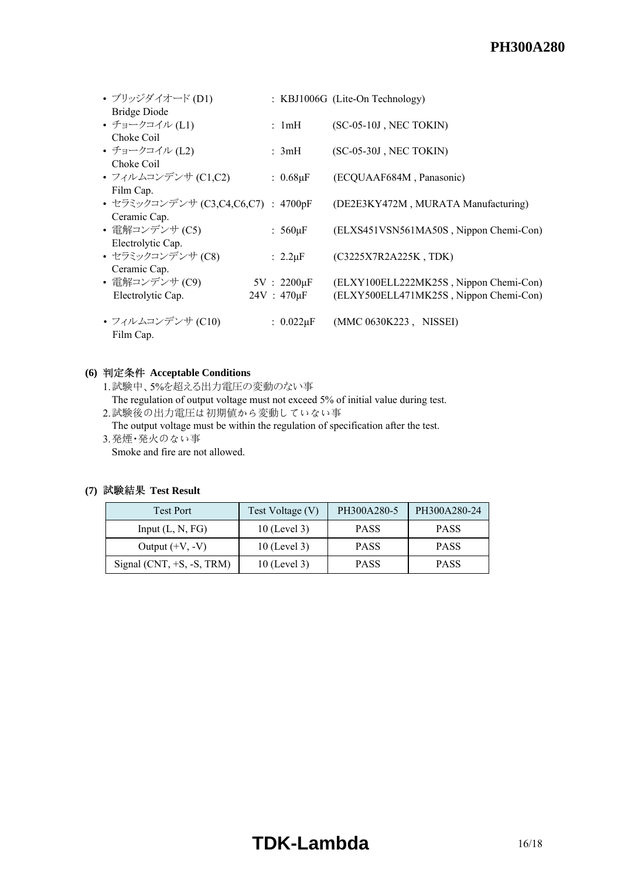- ブリッジダイオード (D1) : KBJ1006G (Lite-On Technology)
  Bridge Diode
- チョークコイル (L1) : 1mH (SC-05-10J , NEC TOKIN)
  Choke Coil
- チョークコイル (L2) : 3mH (SC-05-30J , NEC TOKIN)
  Choke Coil
- フィルムコンデンサ (C1,C2) : 0.68μF (ECQUAAF684M , Panasonic)
  Film Cap.
- セラミックコンデンサ (C3,C4,C6,C7) : 4700pF (DE2E3KY472M , MURATA Manufacturing)
  Ceramic Cap.
- 電解コンデンサ (C5) : 560μF (ELXS451VSN561MA50S , Nippon Chemi-Con)
  Electrolytic Cap.
- セラミックコンデンサ (C8) : 2.2μF (C3225X7R2A225K , TDK)
  Ceramic Cap.
- 電解コンデンサ (C9) 5V : 2200μF (ELXY100ELL222MK25S , Nippon Chemi-Con)
  Electrolytic Cap. 24V : 470μF (ELXY500ELL471MK25S , Nippon Chemi-Con)
- フィルムコンデンサ (C10) : 0.022μF (MMC 0630K223 , NISSEI)
  Film Cap.

**(6) 判定条件 Acceptable Conditions**

1. 試験中、5%を超える出力電圧の変動のない事
   The regulation of output voltage must not exceed 5% of initial value during test.
2. 試験後の出力電圧は 初期値から変動していない事
   The output voltage must be within the regulation of specification after the test.
3. 発煙・発火のない事
   Smoke and fire are not allowed.

**(7) 試験結果 Test Result**

| Test Port | Test Voltage (V) | PH300A280-5 | PH300A280-24 |
|---|---|---|---|
| Input (L, N, FG) | 10 (Level 3) | PASS | PASS |
| Output (+V, -V) | 10 (Level 3) | PASS | PASS |
| Signal (CNT, +S, -S, TRM) | 10 (Level 3) | PASS | PASS |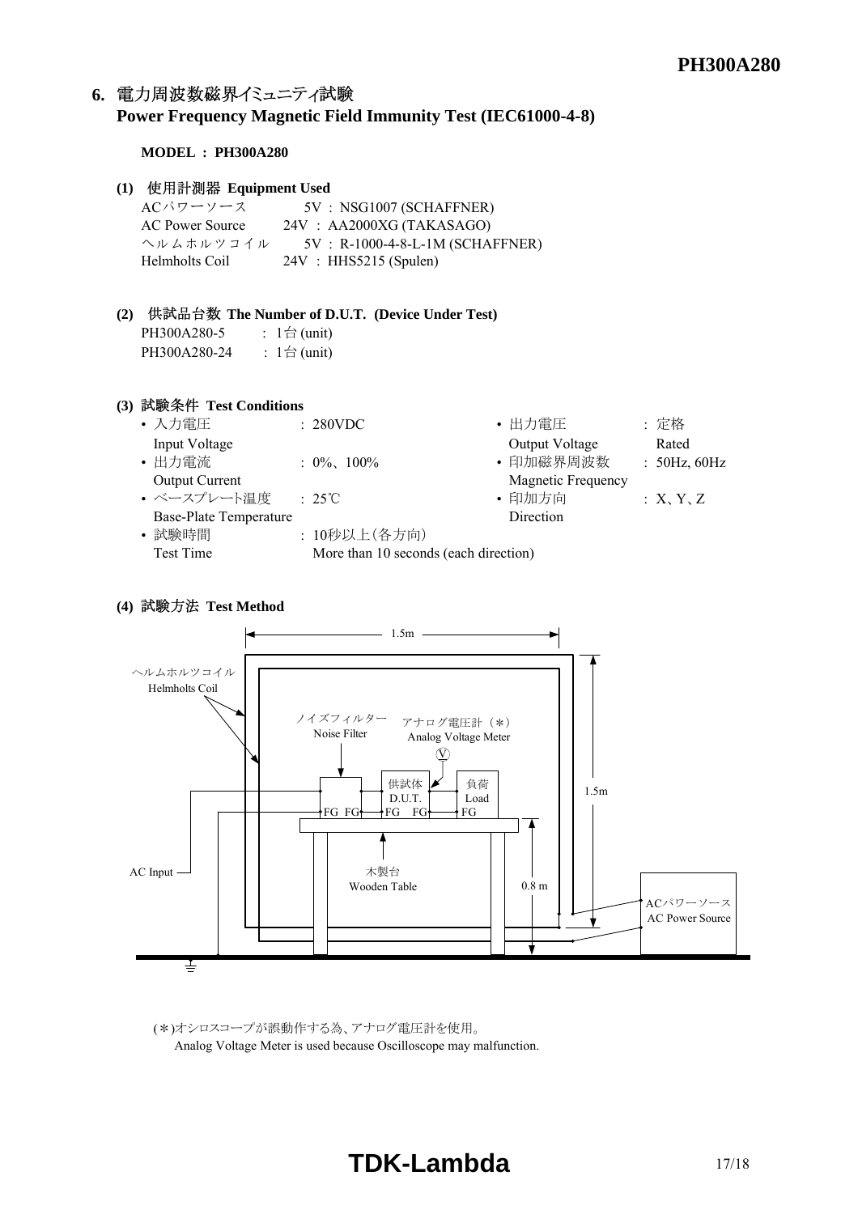## 6. 電力周波数磁界イミュニティ試験
**Power Frequency Magnetic Field Immunity Test (IEC61000-4-8)**

**MODEL : PH300A280**

**(1) 使用計測器 Equipment Used**

| | |
|---|---|
| ACパワーソース<br>AC Power Source | 5V : NSG1007 (SCHAFFNER)<br>24V : AA2000XG (TAKASAGO) |
| ヘルムホルツコイル<br>Helmholts Coil | 5V : R-1000-4-8-L-1M (SCHAFFNER)<br>24V : HHS5215 (Spulen) |

**(2) 供試品台数 The Number of D.U.T. (Device Under Test)**

PH300A280-5 : 1台 (unit)
PH300A280-24 : 1台 (unit)

**(3) 試験条件 Test Conditions**

- 入力電圧 Input Voltage : 280VDC
- 出力電流 Output Current : 0%、100%
- ベースプレート温度 Base-Plate Temperature : 25℃
- 試験時間 Test Time : 10秒以上(各方向) More than 10 seconds (each direction)
- 出力電圧 Output Voltage : 定格 Rated
- 印加磁界周波数 Magnetic Frequency : 50Hz, 60Hz
- 印加方向 Direction : X、Y、Z

**(4) 試験方法 Test Method**

ヘルムホルツコイル Helmholts Coil
ノイズフィルター Noise Filter
アナログ電圧計(*) Analog Voltage Meter
供試体 D.U.T.
負荷 Load
木製台 Wooden Table
AC Input
ACパワーソース AC Power Source
1.5m, 1.5m, 0.8 m

(*)オシロスコープが誤動作する為、アナログ電圧計を使用。
Analog Voltage Meter is used because Oscilloscope may malfunction.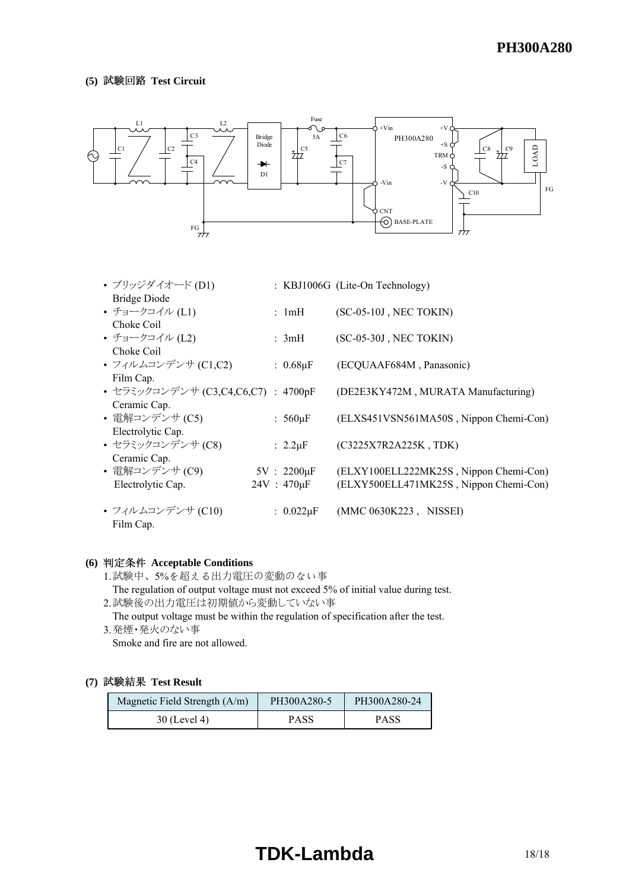**(5) 試験回路 Test Circuit**

L1
L2
Fuse
5A
C1
C2
C3
C4
Bridge Diode
D1
C5
C6
C7
+Vin
-Vin
CNT
PH300A280
BASE-PLATE
+V
+S
TRM
-S
-V
C8
C9
C10
LOAD
FG
FG

- ブリッジダイオード (D1) Bridge Diode : KBJ1006G (Lite-On Technology)
- チョークコイル (L1) Choke Coil : 1mH (SC-05-10J , NEC TOKIN)
- チョークコイル (L2) Choke Coil : 3mH (SC-05-30J , NEC TOKIN)
- フィルムコンデンサ (C1,C2) Film Cap. : 0.68μF (ECQUAAF684M , Panasonic)
- セラミックコンデンサ (C3,C4,C6,C7) Ceramic Cap. : 4700pF (DE2E3KY472M , MURATA Manufacturing)
- 電解コンデンサ (C5) Electrolytic Cap. : 560μF (ELXS451VSN561MA50S , Nippon Chemi-Con)
- セラミックコンデンサ (C8) Ceramic Cap. : 2.2μF (C3225X7R2A225K , TDK)
- 電解コンデンサ (C9) Electrolytic Cap. 5V : 2200μF (ELXY100ELL222MK25S , Nippon Chemi-Con)
  24V : 470μF (ELXY500ELL471MK25S , Nippon Chemi-Con)
- フィルムコンデンサ (C10) Film Cap. : 0.022μF (MMC 0630K223 , NISSEI)

**(6) 判定条件 Acceptable Conditions**

1. 試験中、5%を超える出力電圧の変動のない事
   The regulation of output voltage must not exceed 5% of initial value during test.
2. 試験後の出力電圧は初期値から変動していない事
   The output voltage must be within the regulation of specification after the test.
3. 発煙・発火のない事
   Smoke and fire are not allowed.

**(7) 試験結果 Test Result**

| Magnetic Field Strength (A/m) | PH300A280-5 | PH300A280-24 |
|---|---|---|
| 30 (Level 4) | PASS | PASS |